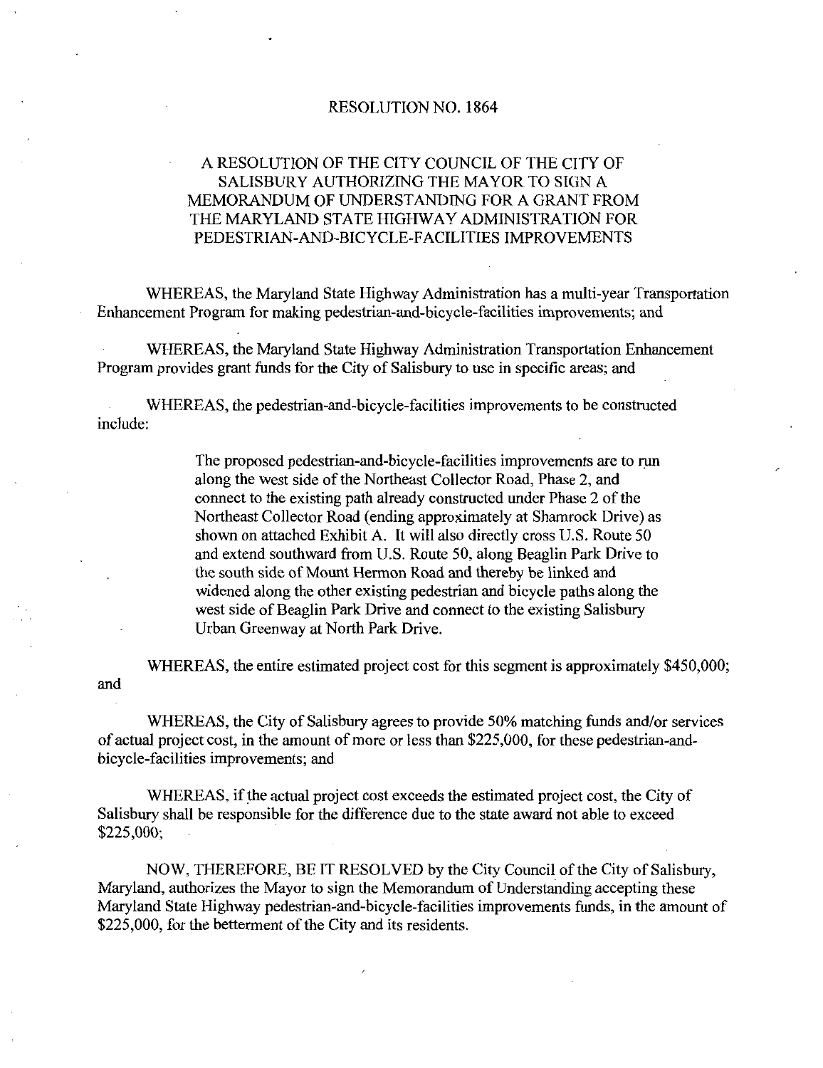# RESOLUTION NO. 1864

## A RESOLUTION OF THE CITY COUNCIL OF THE CITY OF SALISBURY AUTHORIZING THE MAYOR TO SIGN A MEMORANDUM OF UNDERSTANDING FOR A GRANT FROM THE MARYLAND STATE HIGHWAY ADMINISTRATION FOR PEDESTRIAN-AND-BICYCLE-FACILITIES IMPROVEMENTS

WHEREAS, the Maryland State Highway Administration has a multi-year Transportation Enhancement Program for making pedestrian-and-bicycle-facilities improvements; and

WHEREAS, the Maryland State Highway Administration Transportation Enhancement Program provides grant funds for the City of Salisbury to use in specific areas; and

WHEREAS, the pedestrian-and-bicycle-facilities improvements to be constructed include:

> The proposed pedestrian-and-bicycle-facilities improvements are to run along the west side of the Northeast Collector Road, Phase 2, and connect to the existing path already constructed under Phase 2 of the Northeast Collector Road (ending approximately at Shamrock Drive) as shown on attached Exhibit A. It will also directly cross U.S. Route 50 and extend southward from U.S. Route 50, along Beaglin Park Drive to the south side of Mount Hermon Road and thereby be linked and widened along the other existing pedestrian and bicycle paths along the west side of Beaglin Park Drive and connect to the existing Salisbury Urban Greenway at North Park Drive.

WHEREAS, the entire estimated project cost for this segment is approximately $450,000; and

WHEREAS, the City of Salisbury agrees to provide 50% matching funds and/or services of actual project cost, in the amount of more or less than $225,000, for these pedestrian-and-bicycle-facilities improvements; and

WHEREAS, if the actual project cost exceeds the estimated project cost, the City of Salisbury shall be responsible for the difference due to the state award not able to exceed $225,000;

NOW, THEREFORE, BE IT RESOLVED by the City Council of the City of Salisbury, Maryland, authorizes the Mayor to sign the Memorandum of Understanding accepting these Maryland State Highway pedestrian-and-bicycle-facilities improvements funds, in the amount of $225,000, for the betterment of the City and its residents.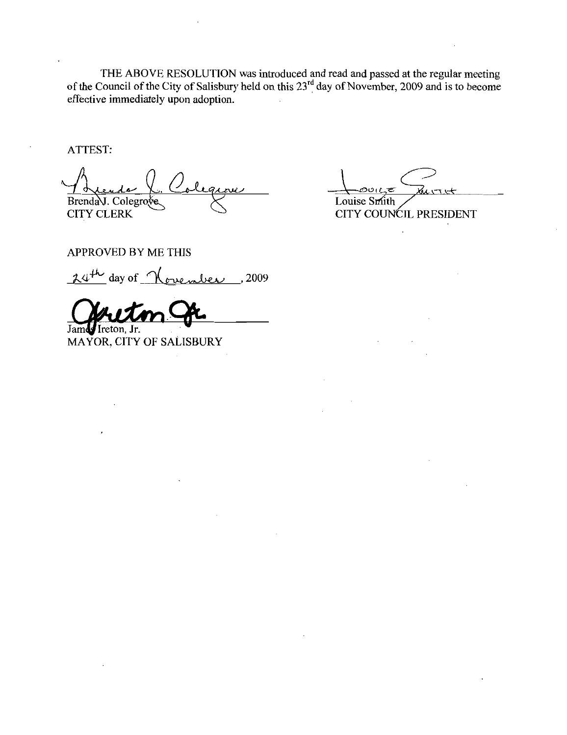THE ABOVE RESOLUTION was introduced and read and passed at the regular meeting of the Council of the City of Salisbury held on this 23rd day of November, 2009 and is to become effective immediately upon adoption.

ATTEST:

Brenda J. Colegrove
CITY CLERK

Louise Smith
CITY COUNCIL PRESIDENT

APPROVED BY ME THIS

24th day of November, 2009

James Ireton, Jr.
MAYOR, CITY OF SALISBURY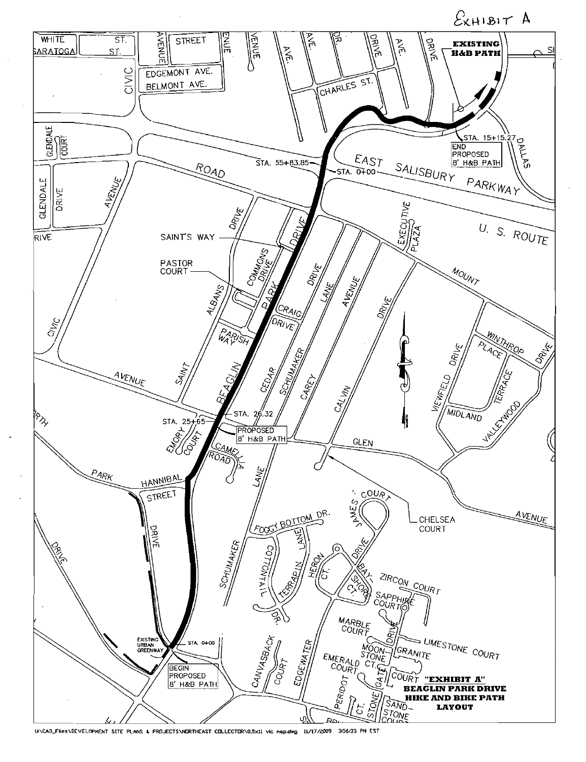Exhibit A

EXISTING H&B PATH

STA. 15+15.27

END PROPOSED 8' H&B PATH

STA. 55+83.85

STA. 0+00

EAST SALISBURY PARKWAY

U. S. ROUTE

SAINT'S WAY

PASTOR COURT

STA. 26.32

STA. 25+65

PROPOSED 8' H&B PATH

CHELSEA COURT

EXISTING URBAN GREENWAY

STA. 0+00

BEGIN PROPOSED 8' H&B PATH

**"EXHIBIT A"**
**BEAGLIN PARK DRIVE**
**HIKE AND BIKE PATH**
**LAYOUT**

U:\CAD_Files\DEVELOPMENT SITE PLANS & PROJECTS\NORTHEAST COLLECTOR\8.5x11 vic map.dwg 11/17/2009 3:56:33 PM EST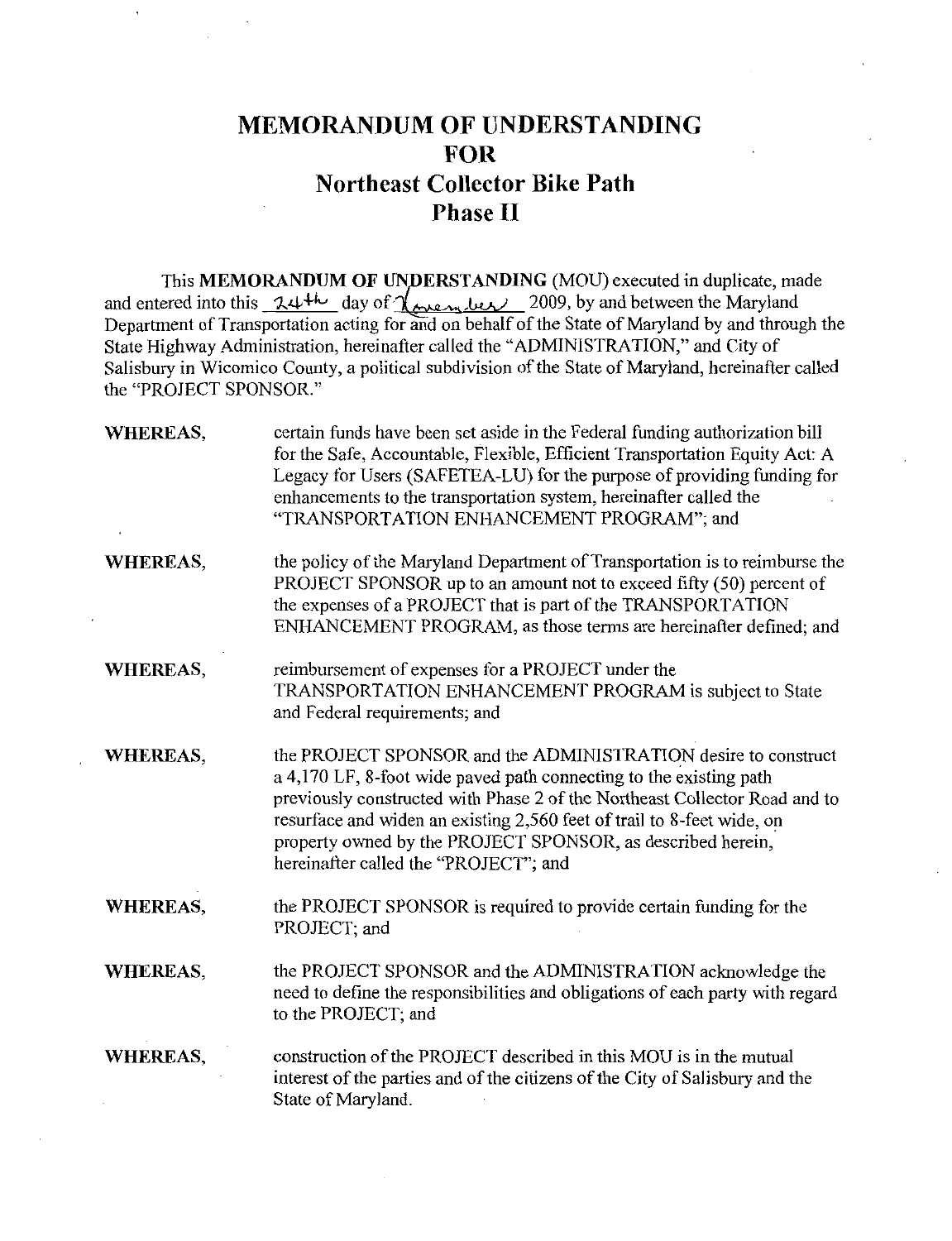# MEMORANDUM OF UNDERSTANDING FOR Northeast Collector Bike Path Phase II

This **MEMORANDUM OF UNDERSTANDING** (MOU) executed in duplicate, made and entered into this 24th day of November 2009, by and between the Maryland Department of Transportation acting for and on behalf of the State of Maryland by and through the State Highway Administration, hereinafter called the "ADMINISTRATION," and City of Salisbury in Wicomico County, a political subdivision of the State of Maryland, hereinafter called the "PROJECT SPONSOR."

**WHEREAS,** certain funds have been set aside in the Federal funding authorization bill for the Safe, Accountable, Flexible, Efficient Transportation Equity Act: A Legacy for Users (SAFETEA-LU) for the purpose of providing funding for enhancements to the transportation system, hereinafter called the "TRANSPORTATION ENHANCEMENT PROGRAM"; and

**WHEREAS,** the policy of the Maryland Department of Transportation is to reimburse the PROJECT SPONSOR up to an amount not to exceed fifty (50) percent of the expenses of a PROJECT that is part of the TRANSPORTATION ENHANCEMENT PROGRAM, as those terms are hereinafter defined; and

**WHEREAS,** reimbursement of expenses for a PROJECT under the TRANSPORTATION ENHANCEMENT PROGRAM is subject to State and Federal requirements; and

**WHEREAS,** the PROJECT SPONSOR and the ADMINISTRATION desire to construct a 4,170 LF, 8-foot wide paved path connecting to the existing path previously constructed with Phase 2 of the Northeast Collector Road and to resurface and widen an existing 2,560 feet of trail to 8-feet wide, on property owned by the PROJECT SPONSOR, as described herein, hereinafter called the "PROJECT"; and

**WHEREAS,** the PROJECT SPONSOR is required to provide certain funding for the PROJECT; and

**WHEREAS,** the PROJECT SPONSOR and the ADMINISTRATION acknowledge the need to define the responsibilities and obligations of each party with regard to the PROJECT; and

**WHEREAS,** construction of the PROJECT described in this MOU is in the mutual interest of the parties and of the citizens of the City of Salisbury and the State of Maryland.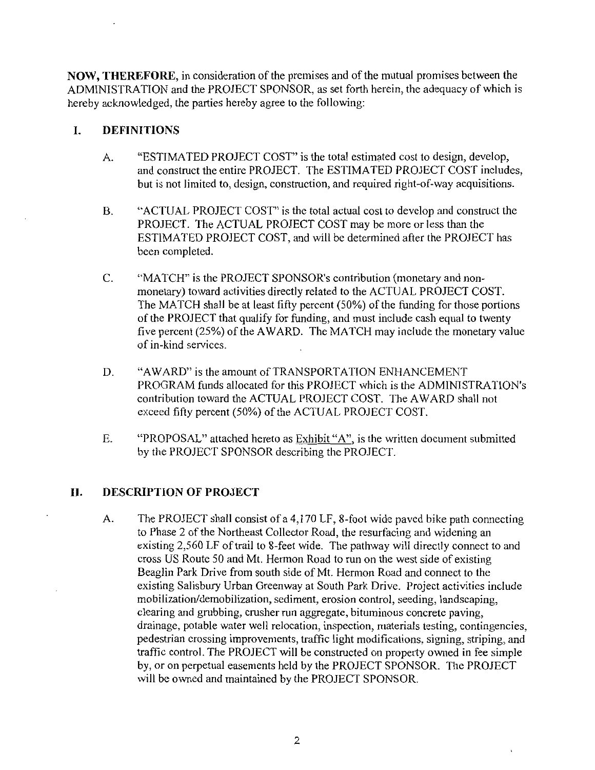**NOW, THEREFORE,** in consideration of the premises and of the mutual promises between the ADMINISTRATION and the PROJECT SPONSOR, as set forth herein, the adequacy of which is hereby acknowledged, the parties hereby agree to the following:

## I. DEFINITIONS

A. "ESTIMATED PROJECT COST" is the total estimated cost to design, develop, and construct the entire PROJECT. The ESTIMATED PROJECT COST includes, but is not limited to, design, construction, and required right-of-way acquisitions.

B. "ACTUAL PROJECT COST" is the total actual cost to develop and construct the PROJECT. The ACTUAL PROJECT COST may be more or less than the ESTIMATED PROJECT COST, and will be determined after the PROJECT has been completed.

C. "MATCH" is the PROJECT SPONSOR's contribution (monetary and non-monetary) toward activities directly related to the ACTUAL PROJECT COST. The MATCH shall be at least fifty percent (50%) of the funding for those portions of the PROJECT that qualify for funding, and must include cash equal to twenty five percent (25%) of the AWARD. The MATCH may include the monetary value of in-kind services.

D. "AWARD" is the amount of TRANSPORTATION ENHANCEMENT PROGRAM funds allocated for this PROJECT which is the ADMINISTRATION's contribution toward the ACTUAL PROJECT COST. The AWARD shall not exceed fifty percent (50%) of the ACTUAL PROJECT COST.

E. "PROPOSAL" attached hereto as Exhibit "A", is the written document submitted by the PROJECT SPONSOR describing the PROJECT.

## II. DESCRIPTION OF PROJECT

A. The PROJECT shall consist of a 4,170 LF, 8-foot wide paved bike path connecting to Phase 2 of the Northeast Collector Road, the resurfacing and widening an existing 2,560 LF of trail to 8-feet wide. The pathway will directly connect to and cross US Route 50 and Mt. Hermon Road to run on the west side of existing Beaglin Park Drive from south side of Mt. Hermon Road and connect to the existing Salisbury Urban Greenway at South Park Drive. Project activities include mobilization/demobilization, sediment, erosion control, seeding, landscaping, clearing and grubbing, crusher run aggregate, bituminous concrete paving, drainage, potable water well relocation, inspection, materials testing, contingencies, pedestrian crossing improvements, traffic light modifications, signing, striping, and traffic control. The PROJECT will be constructed on property owned in fee simple by, or on perpetual easements held by the PROJECT SPONSOR. The PROJECT will be owned and maintained by the PROJECT SPONSOR.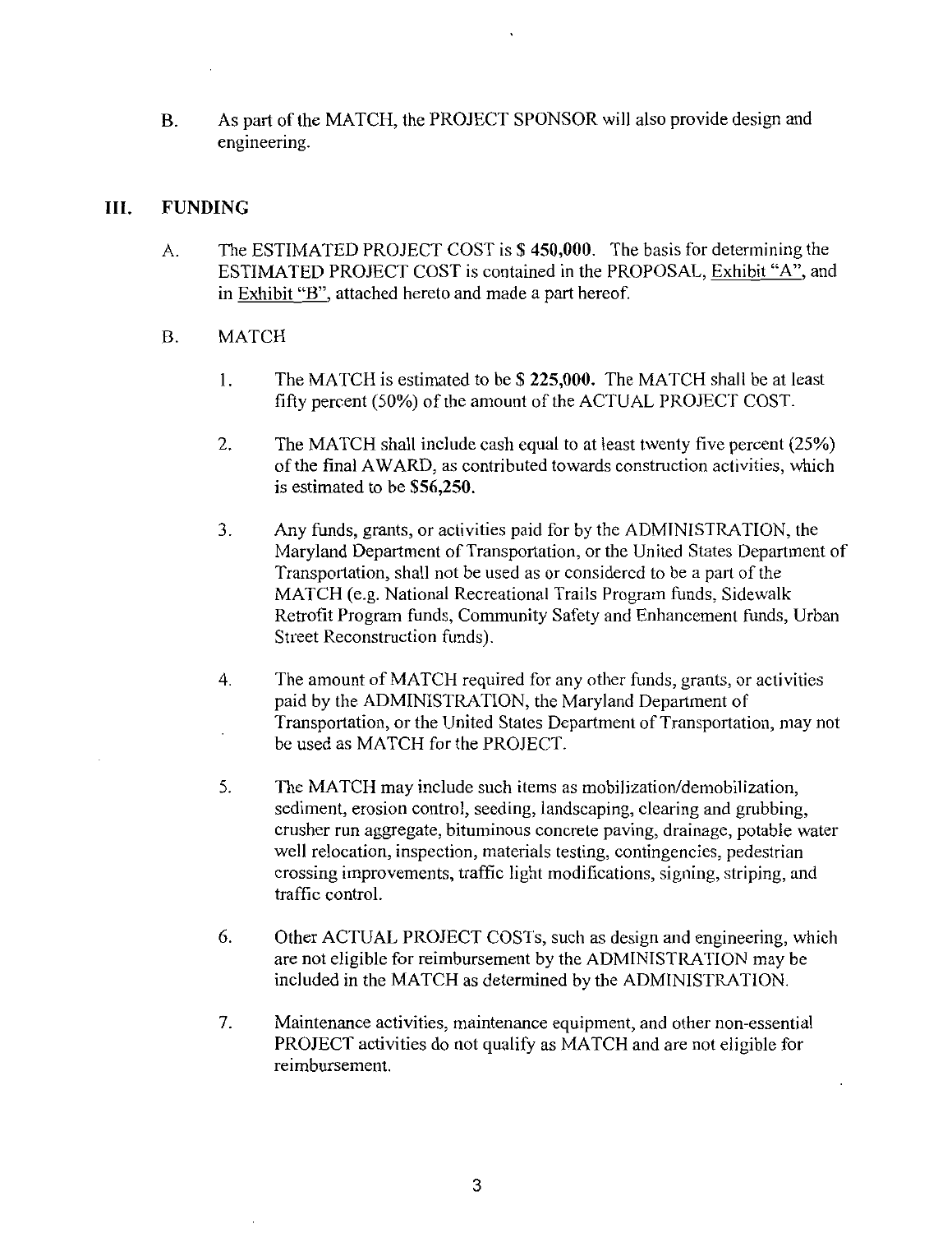B. As part of the MATCH, the PROJECT SPONSOR will also provide design and engineering.

## III. FUNDING

A. The ESTIMATED PROJECT COST is **$ 450,000**. The basis for determining the ESTIMATED PROJECT COST is contained in the PROPOSAL, Exhibit "A", and in Exhibit "B", attached hereto and made a part hereof.

B. MATCH

1. The MATCH is estimated to be **$ 225,000.** The MATCH shall be at least fifty percent (50%) of the amount of the ACTUAL PROJECT COST.

2. The MATCH shall include cash equal to at least twenty five percent (25%) of the final AWARD, as contributed towards construction activities, which is estimated to be **$56,250.**

3. Any funds, grants, or activities paid for by the ADMINISTRATION, the Maryland Department of Transportation, or the United States Department of Transportation, shall not be used as or considered to be a part of the MATCH (e.g. National Recreational Trails Program funds, Sidewalk Retrofit Program funds, Community Safety and Enhancement funds, Urban Street Reconstruction funds).

4. The amount of MATCH required for any other funds, grants, or activities paid by the ADMINISTRATION, the Maryland Department of Transportation, or the United States Department of Transportation, may not be used as MATCH for the PROJECT.

5. The MATCH may include such items as mobilization/demobilization, sediment, erosion control, seeding, landscaping, clearing and grubbing, crusher run aggregate, bituminous concrete paving, drainage, potable water well relocation, inspection, materials testing, contingencies, pedestrian crossing improvements, traffic light modifications, signing, striping, and traffic control.

6. Other ACTUAL PROJECT COSTs, such as design and engineering, which are not eligible for reimbursement by the ADMINISTRATION may be included in the MATCH as determined by the ADMINISTRATION.

7. Maintenance activities, maintenance equipment, and other non-essential PROJECT activities do not qualify as MATCH and are not eligible for reimbursement.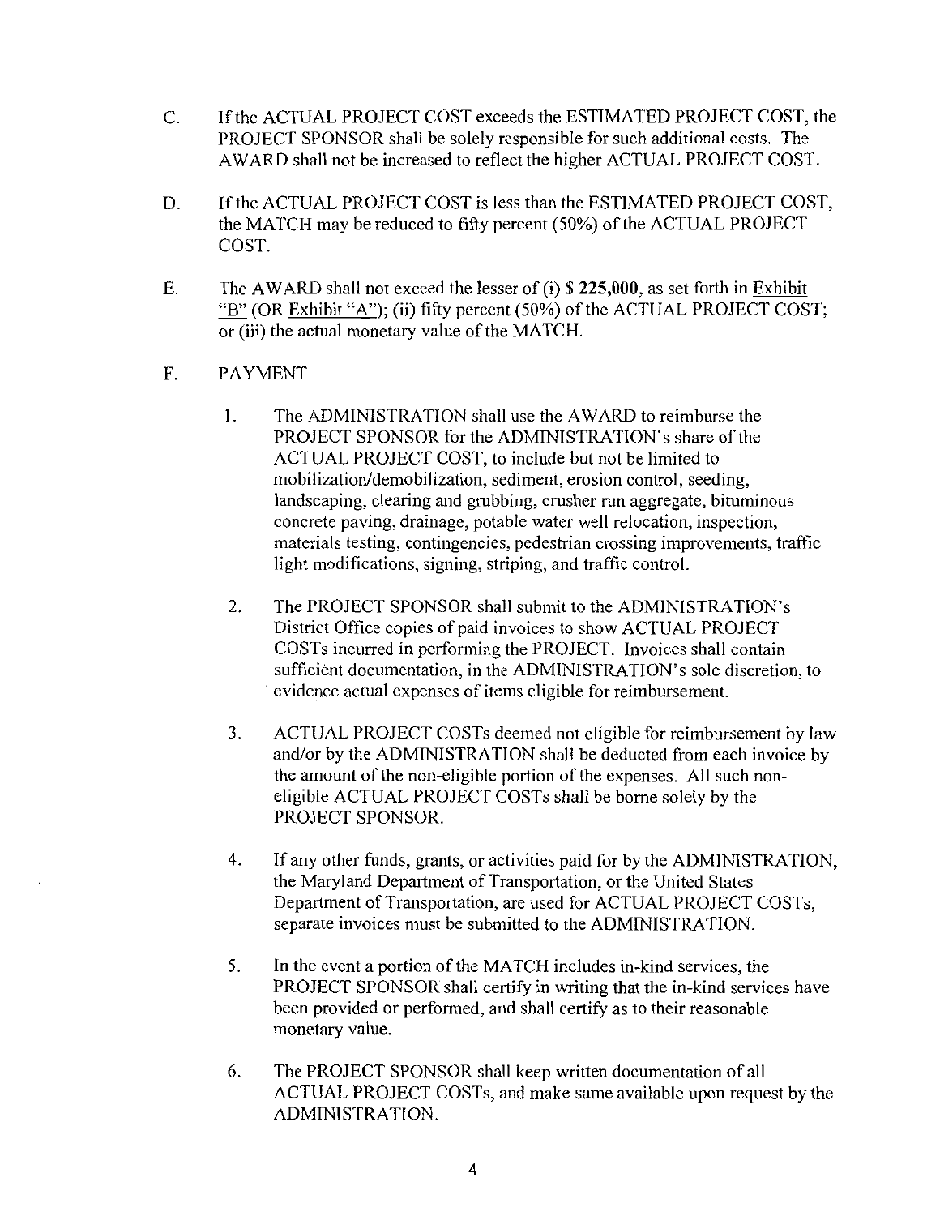C. If the ACTUAL PROJECT COST exceeds the ESTIMATED PROJECT COST, the PROJECT SPONSOR shall be solely responsible for such additional costs. The AWARD shall not be increased to reflect the higher ACTUAL PROJECT COST.

D. If the ACTUAL PROJECT COST is less than the ESTIMATED PROJECT COST, the MATCH may be reduced to fifty percent (50%) of the ACTUAL PROJECT COST.

E. The AWARD shall not exceed the lesser of (i) **$ 225,000**, as set forth in Exhibit "B" (OR Exhibit "A"); (ii) fifty percent (50%) of the ACTUAL PROJECT COST; or (iii) the actual monetary value of the MATCH.

F. PAYMENT

1. The ADMINISTRATION shall use the AWARD to reimburse the PROJECT SPONSOR for the ADMINISTRATION's share of the ACTUAL PROJECT COST, to include but not be limited to mobilization/demobilization, sediment, erosion control, seeding, landscaping, clearing and grubbing, crusher run aggregate, bituminous concrete paving, drainage, potable water well relocation, inspection, materials testing, contingencies, pedestrian crossing improvements, traffic light modifications, signing, striping, and traffic control.

2. The PROJECT SPONSOR shall submit to the ADMINISTRATION's District Office copies of paid invoices to show ACTUAL PROJECT COSTs incurred in performing the PROJECT. Invoices shall contain sufficient documentation, in the ADMINISTRATION's sole discretion, to evidence actual expenses of items eligible for reimbursement.

3. ACTUAL PROJECT COSTs deemed not eligible for reimbursement by law and/or by the ADMINISTRATION shall be deducted from each invoice by the amount of the non-eligible portion of the expenses. All such non-eligible ACTUAL PROJECT COSTs shall be borne solely by the PROJECT SPONSOR.

4. If any other funds, grants, or activities paid for by the ADMINISTRATION, the Maryland Department of Transportation, or the United States Department of Transportation, are used for ACTUAL PROJECT COSTs, separate invoices must be submitted to the ADMINISTRATION.

5. In the event a portion of the MATCH includes in-kind services, the PROJECT SPONSOR shall certify in writing that the in-kind services have been provided or performed, and shall certify as to their reasonable monetary value.

6. The PROJECT SPONSOR shall keep written documentation of all ACTUAL PROJECT COSTs, and make same available upon request by the ADMINISTRATION.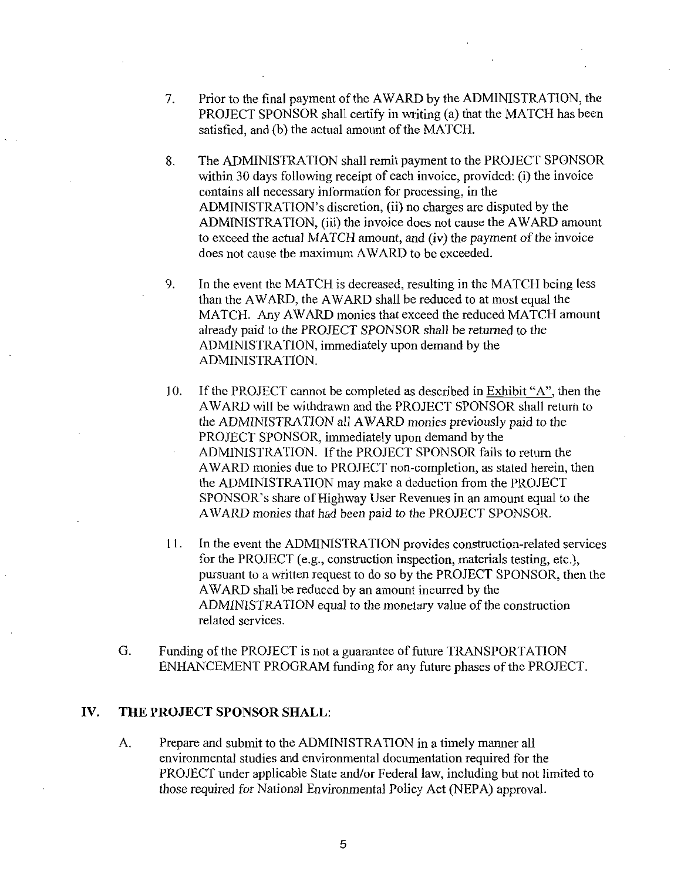7. Prior to the final payment of the AWARD by the ADMINISTRATION, the PROJECT SPONSOR shall certify in writing (a) that the MATCH has been satisfied, and (b) the actual amount of the MATCH.

8. The ADMINISTRATION shall remit payment to the PROJECT SPONSOR within 30 days following receipt of each invoice, provided: (i) the invoice contains all necessary information for processing, in the ADMINISTRATION's discretion, (ii) no charges are disputed by the ADMINISTRATION, (iii) the invoice does not cause the AWARD amount to exceed the actual MATCH amount, and (iv) the payment of the invoice does not cause the maximum AWARD to be exceeded.

9. In the event the MATCH is decreased, resulting in the MATCH being less than the AWARD, the AWARD shall be reduced to at most equal the MATCH. Any AWARD monies that exceed the reduced MATCH amount already paid to the PROJECT SPONSOR shall be returned to the ADMINISTRATION, immediately upon demand by the ADMINISTRATION.

10. If the PROJECT cannot be completed as described in Exhibit "A", then the AWARD will be withdrawn and the PROJECT SPONSOR shall return to the ADMINISTRATION all AWARD monies previously paid to the PROJECT SPONSOR, immediately upon demand by the ADMINISTRATION. If the PROJECT SPONSOR fails to return the AWARD monies due to PROJECT non-completion, as stated herein, then the ADMINISTRATION may make a deduction from the PROJECT SPONSOR's share of Highway User Revenues in an amount equal to the AWARD monies that had been paid to the PROJECT SPONSOR.

11. In the event the ADMINISTRATION provides construction-related services for the PROJECT (e.g., construction inspection, materials testing, etc.), pursuant to a written request to do so by the PROJECT SPONSOR, then the AWARD shall be reduced by an amount incurred by the ADMINISTRATION equal to the monetary value of the construction related services.

G. Funding of the PROJECT is not a guarantee of future TRANSPORTATION ENHANCEMENT PROGRAM funding for any future phases of the PROJECT.

## IV. THE PROJECT SPONSOR SHALL:

A. Prepare and submit to the ADMINISTRATION in a timely manner all environmental studies and environmental documentation required for the PROJECT under applicable State and/or Federal law, including but not limited to those required for National Environmental Policy Act (NEPA) approval.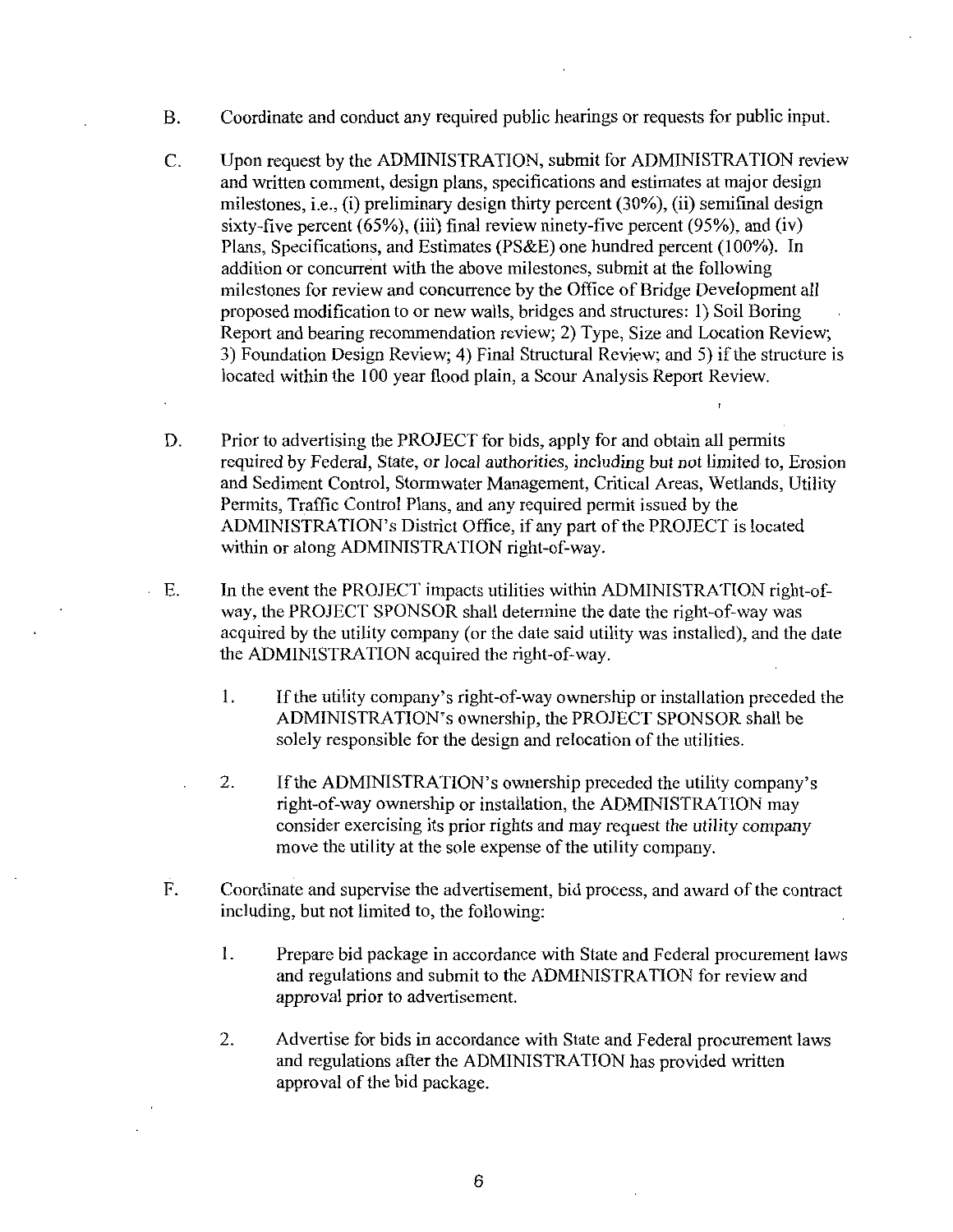B. Coordinate and conduct any required public hearings or requests for public input.

C. Upon request by the ADMINISTRATION, submit for ADMINISTRATION review and written comment, design plans, specifications and estimates at major design milestones, i.e., (i) preliminary design thirty percent (30%), (ii) semifinal design sixty-five percent (65%), (iii) final review ninety-five percent (95%), and (iv) Plans, Specifications, and Estimates (PS&E) one hundred percent (100%). In addition or concurrent with the above milestones, submit at the following milestones for review and concurrence by the Office of Bridge Development all proposed modification to or new walls, bridges and structures: 1) Soil Boring Report and bearing recommendation review; 2) Type, Size and Location Review; 3) Foundation Design Review; 4) Final Structural Review; and 5) if the structure is located within the 100 year flood plain, a Scour Analysis Report Review.

D. Prior to advertising the PROJECT for bids, apply for and obtain all permits required by Federal, State, or local authorities, including but not limited to, Erosion and Sediment Control, Stormwater Management, Critical Areas, Wetlands, Utility Permits, Traffic Control Plans, and any required permit issued by the ADMINISTRATION's District Office, if any part of the PROJECT is located within or along ADMINISTRATION right-of-way.

E. In the event the PROJECT impacts utilities within ADMINISTRATION right-of-way, the PROJECT SPONSOR shall determine the date the right-of-way was acquired by the utility company (or the date said utility was installed), and the date the ADMINISTRATION acquired the right-of-way.

   1. If the utility company's right-of-way ownership or installation preceded the ADMINISTRATION's ownership, the PROJECT SPONSOR shall be solely responsible for the design and relocation of the utilities.

   2. If the ADMINISTRATION's ownership preceded the utility company's right-of-way ownership or installation, the ADMINISTRATION may consider exercising its prior rights and may request the utility company move the utility at the sole expense of the utility company.

F. Coordinate and supervise the advertisement, bid process, and award of the contract including, but not limited to, the following:

   1. Prepare bid package in accordance with State and Federal procurement laws and regulations and submit to the ADMINISTRATION for review and approval prior to advertisement.

   2. Advertise for bids in accordance with State and Federal procurement laws and regulations after the ADMINISTRATION has provided written approval of the bid package.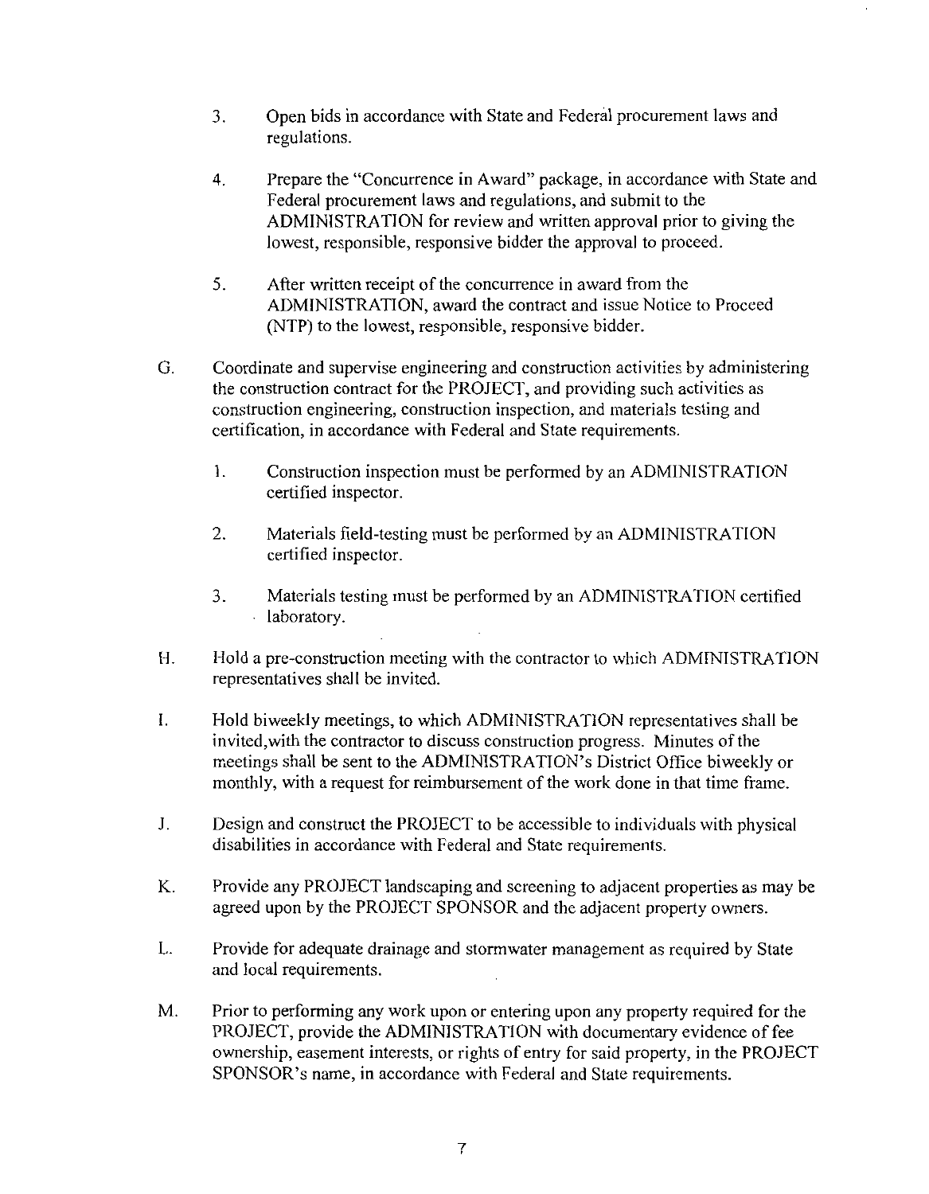3. Open bids in accordance with State and Federal procurement laws and regulations.

4. Prepare the "Concurrence in Award" package, in accordance with State and Federal procurement laws and regulations, and submit to the ADMINISTRATION for review and written approval prior to giving the lowest, responsible, responsive bidder the approval to proceed.

5. After written receipt of the concurrence in award from the ADMINISTRATION, award the contract and issue Notice to Proceed (NTP) to the lowest, responsible, responsive bidder.

G. Coordinate and supervise engineering and construction activities by administering the construction contract for the PROJECT, and providing such activities as construction engineering, construction inspection, and materials testing and certification, in accordance with Federal and State requirements.

1. Construction inspection must be performed by an ADMINISTRATION certified inspector.

2. Materials field-testing must be performed by an ADMINISTRATION certified inspector.

3. Materials testing must be performed by an ADMINISTRATION certified laboratory.

H. Hold a pre-construction meeting with the contractor to which ADMINISTRATION representatives shall be invited.

I. Hold biweekly meetings, to which ADMINISTRATION representatives shall be invited,with the contractor to discuss construction progress. Minutes of the meetings shall be sent to the ADMINISTRATION's District Office biweekly or monthly, with a request for reimbursement of the work done in that time frame.

J. Design and construct the PROJECT to be accessible to individuals with physical disabilities in accordance with Federal and State requirements.

K. Provide any PROJECT landscaping and screening to adjacent properties as may be agreed upon by the PROJECT SPONSOR and the adjacent property owners.

L. Provide for adequate drainage and stormwater management as required by State and local requirements.

M. Prior to performing any work upon or entering upon any property required for the PROJECT, provide the ADMINISTRATION with documentary evidence of fee ownership, easement interests, or rights of entry for said property, in the PROJECT SPONSOR's name, in accordance with Federal and State requirements.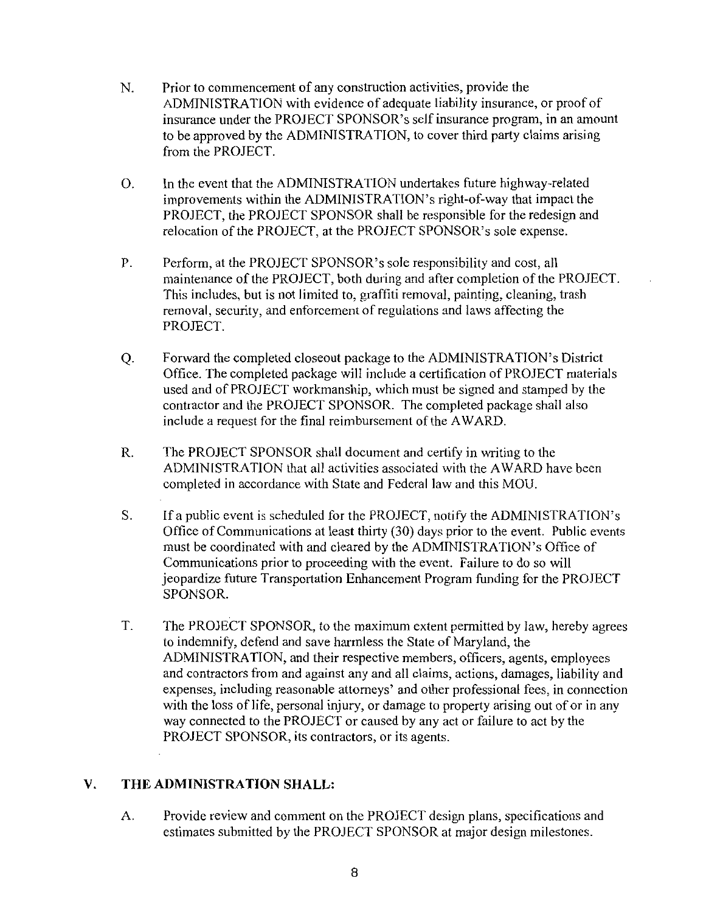N. Prior to commencement of any construction activities, provide the ADMINISTRATION with evidence of adequate liability insurance, or proof of insurance under the PROJECT SPONSOR's self insurance program, in an amount to be approved by the ADMINISTRATION, to cover third party claims arising from the PROJECT.

O. In the event that the ADMINISTRATION undertakes future highway-related improvements within the ADMINISTRATION's right-of-way that impact the PROJECT, the PROJECT SPONSOR shall be responsible for the redesign and relocation of the PROJECT, at the PROJECT SPONSOR's sole expense.

P. Perform, at the PROJECT SPONSOR's sole responsibility and cost, all maintenance of the PROJECT, both during and after completion of the PROJECT. This includes, but is not limited to, graffiti removal, painting, cleaning, trash removal, security, and enforcement of regulations and laws affecting the PROJECT.

Q. Forward the completed closeout package to the ADMINISTRATION's District Office. The completed package will include a certification of PROJECT materials used and of PROJECT workmanship, which must be signed and stamped by the contractor and the PROJECT SPONSOR. The completed package shall also include a request for the final reimbursement of the AWARD.

R. The PROJECT SPONSOR shall document and certify in writing to the ADMINISTRATION that all activities associated with the AWARD have been completed in accordance with State and Federal law and this MOU.

S. If a public event is scheduled for the PROJECT, notify the ADMINISTRATION's Office of Communications at least thirty (30) days prior to the event. Public events must be coordinated with and cleared by the ADMINISTRATION's Office of Communications prior to proceeding with the event. Failure to do so will jeopardize future Transportation Enhancement Program funding for the PROJECT SPONSOR.

T. The PROJECT SPONSOR, to the maximum extent permitted by law, hereby agrees to indemnify, defend and save harmless the State of Maryland, the ADMINISTRATION, and their respective members, officers, agents, employees and contractors from and against any and all claims, actions, damages, liability and expenses, including reasonable attorneys' and other professional fees, in connection with the loss of life, personal injury, or damage to property arising out of or in any way connected to the PROJECT or caused by any act or failure to act by the PROJECT SPONSOR, its contractors, or its agents.

## V. THE ADMINISTRATION SHALL:

A. Provide review and comment on the PROJECT design plans, specifications and estimates submitted by the PROJECT SPONSOR at major design milestones.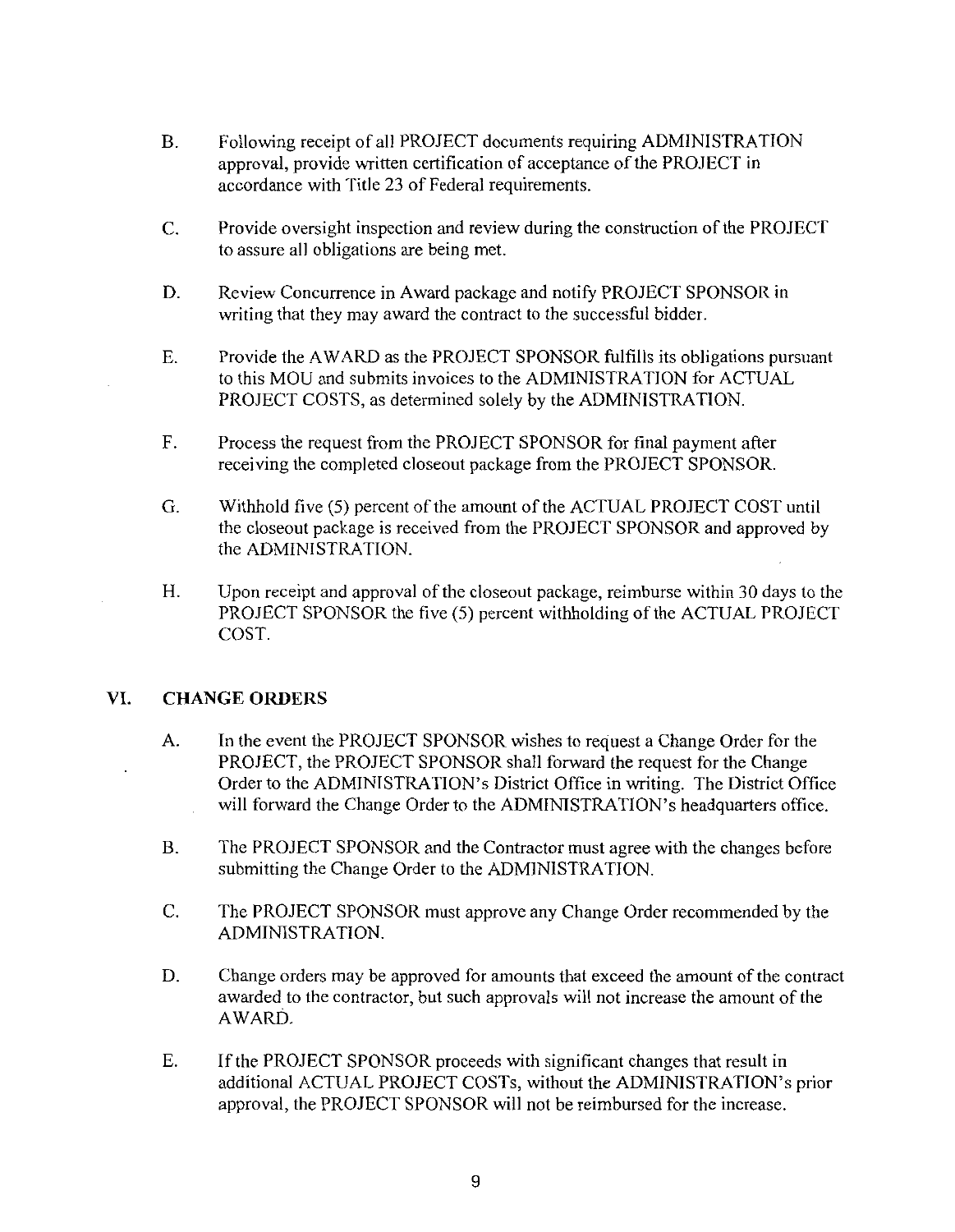B. Following receipt of all PROJECT documents requiring ADMINISTRATION approval, provide written certification of acceptance of the PROJECT in accordance with Title 23 of Federal requirements.

C. Provide oversight inspection and review during the construction of the PROJECT to assure all obligations are being met.

D. Review Concurrence in Award package and notify PROJECT SPONSOR in writing that they may award the contract to the successful bidder.

E. Provide the AWARD as the PROJECT SPONSOR fulfills its obligations pursuant to this MOU and submits invoices to the ADMINISTRATION for ACTUAL PROJECT COSTS, as determined solely by the ADMINISTRATION.

F. Process the request from the PROJECT SPONSOR for final payment after receiving the completed closeout package from the PROJECT SPONSOR.

G. Withhold five (5) percent of the amount of the ACTUAL PROJECT COST until the closeout package is received from the PROJECT SPONSOR and approved by the ADMINISTRATION.

H. Upon receipt and approval of the closeout package, reimburse within 30 days to the PROJECT SPONSOR the five (5) percent withholding of the ACTUAL PROJECT COST.

## VI. CHANGE ORDERS

A. In the event the PROJECT SPONSOR wishes to request a Change Order for the PROJECT, the PROJECT SPONSOR shall forward the request for the Change Order to the ADMINISTRATION's District Office in writing. The District Office will forward the Change Order to the ADMINISTRATION's headquarters office.

B. The PROJECT SPONSOR and the Contractor must agree with the changes before submitting the Change Order to the ADMINISTRATION.

C. The PROJECT SPONSOR must approve any Change Order recommended by the ADMINISTRATION.

D. Change orders may be approved for amounts that exceed the amount of the contract awarded to the contractor, but such approvals will not increase the amount of the AWARD.

E. If the PROJECT SPONSOR proceeds with significant changes that result in additional ACTUAL PROJECT COSTs, without the ADMINISTRATION's prior approval, the PROJECT SPONSOR will not be reimbursed for the increase.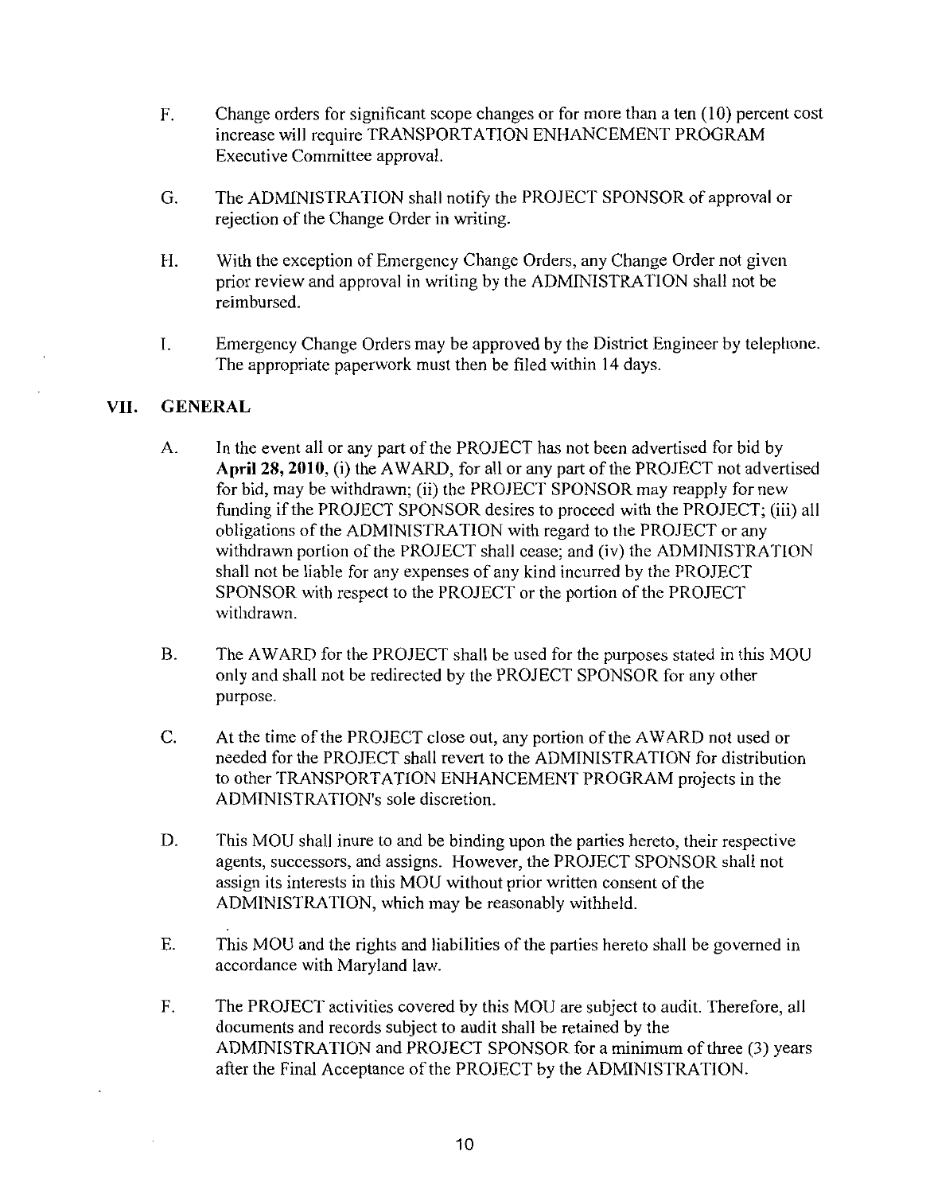F. Change orders for significant scope changes or for more than a ten (10) percent cost increase will require TRANSPORTATION ENHANCEMENT PROGRAM Executive Committee approval.

G. The ADMINISTRATION shall notify the PROJECT SPONSOR of approval or rejection of the Change Order in writing.

H. With the exception of Emergency Change Orders, any Change Order not given prior review and approval in writing by the ADMINISTRATION shall not be reimbursed.

I. Emergency Change Orders may be approved by the District Engineer by telephone. The appropriate paperwork must then be filed within 14 days.

## VII. GENERAL

A. In the event all or any part of the PROJECT has not been advertised for bid by **April 28, 2010**, (i) the AWARD, for all or any part of the PROJECT not advertised for bid, may be withdrawn; (ii) the PROJECT SPONSOR may reapply for new funding if the PROJECT SPONSOR desires to proceed with the PROJECT; (iii) all obligations of the ADMINISTRATION with regard to the PROJECT or any withdrawn portion of the PROJECT shall cease; and (iv) the ADMINISTRATION shall not be liable for any expenses of any kind incurred by the PROJECT SPONSOR with respect to the PROJECT or the portion of the PROJECT withdrawn.

B. The AWARD for the PROJECT shall be used for the purposes stated in this MOU only and shall not be redirected by the PROJECT SPONSOR for any other purpose.

C. At the time of the PROJECT close out, any portion of the AWARD not used or needed for the PROJECT shall revert to the ADMINISTRATION for distribution to other TRANSPORTATION ENHANCEMENT PROGRAM projects in the ADMINISTRATION's sole discretion.

D. This MOU shall inure to and be binding upon the parties hereto, their respective agents, successors, and assigns. However, the PROJECT SPONSOR shall not assign its interests in this MOU without prior written consent of the ADMINISTRATION, which may be reasonably withheld.

E. This MOU and the rights and liabilities of the parties hereto shall be governed in accordance with Maryland law.

F. The PROJECT activities covered by this MOU are subject to audit. Therefore, all documents and records subject to audit shall be retained by the ADMINISTRATION and PROJECT SPONSOR for a minimum of three (3) years after the Final Acceptance of the PROJECT by the ADMINISTRATION.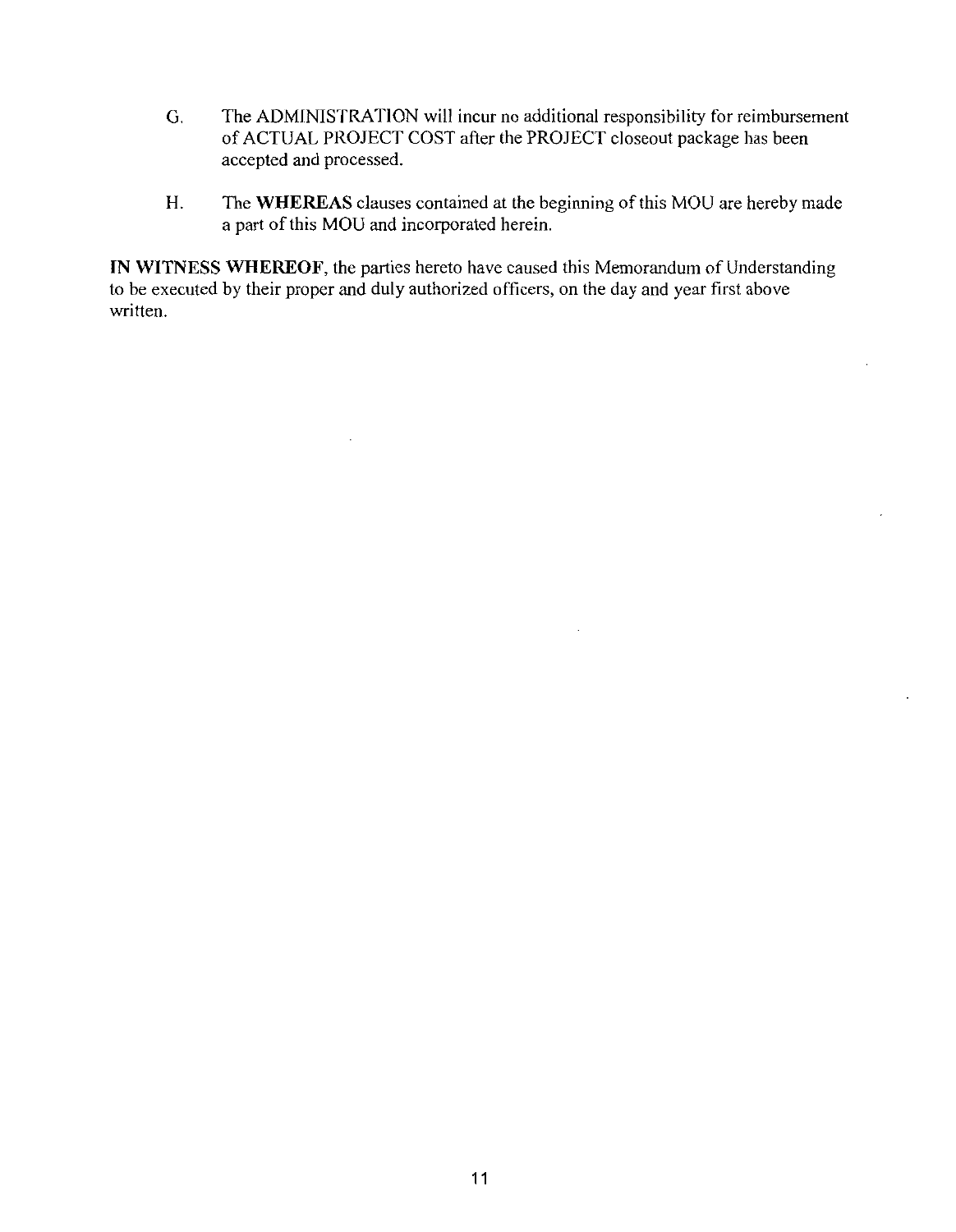G. The ADMINISTRATION will incur no additional responsibility for reimbursement of ACTUAL PROJECT COST after the PROJECT closeout package has been accepted and processed.

H. The **WHEREAS** clauses contained at the beginning of this MOU are hereby made a part of this MOU and incorporated herein.

**IN WITNESS WHEREOF**, the parties hereto have caused this Memorandum of Understanding to be executed by their proper and duly authorized officers, on the day and year first above written.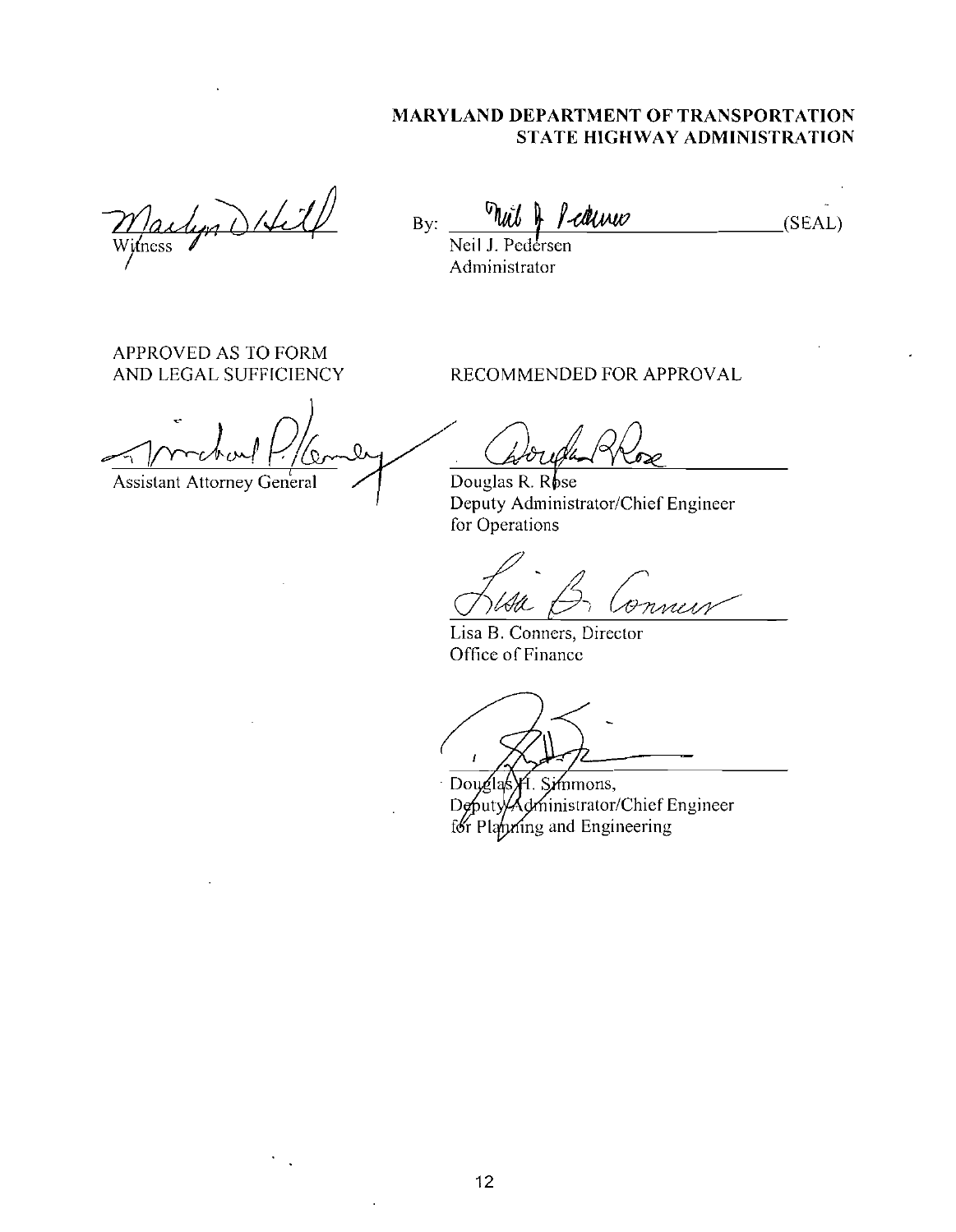**MARYLAND DEPARTMENT OF TRANSPORTATION**
**STATE HIGHWAY ADMINISTRATION**

Witness

By: \_\_\_\_\_\_\_\_\_\_\_\_\_\_\_\_\_\_\_\_\_\_\_\_\_\_\_\_\_\_(SEAL)
Neil J. Pedersen
Administrator

APPROVED AS TO FORM
AND LEGAL SUFFICIENCY

Assistant Attorney General

RECOMMENDED FOR APPROVAL

Douglas R. Rose
Deputy Administrator/Chief Engineer
for Operations

Lisa B. Conners, Director
Office of Finance

Douglas H. Simmons,
Deputy Administrator/Chief Engineer
for Planning and Engineering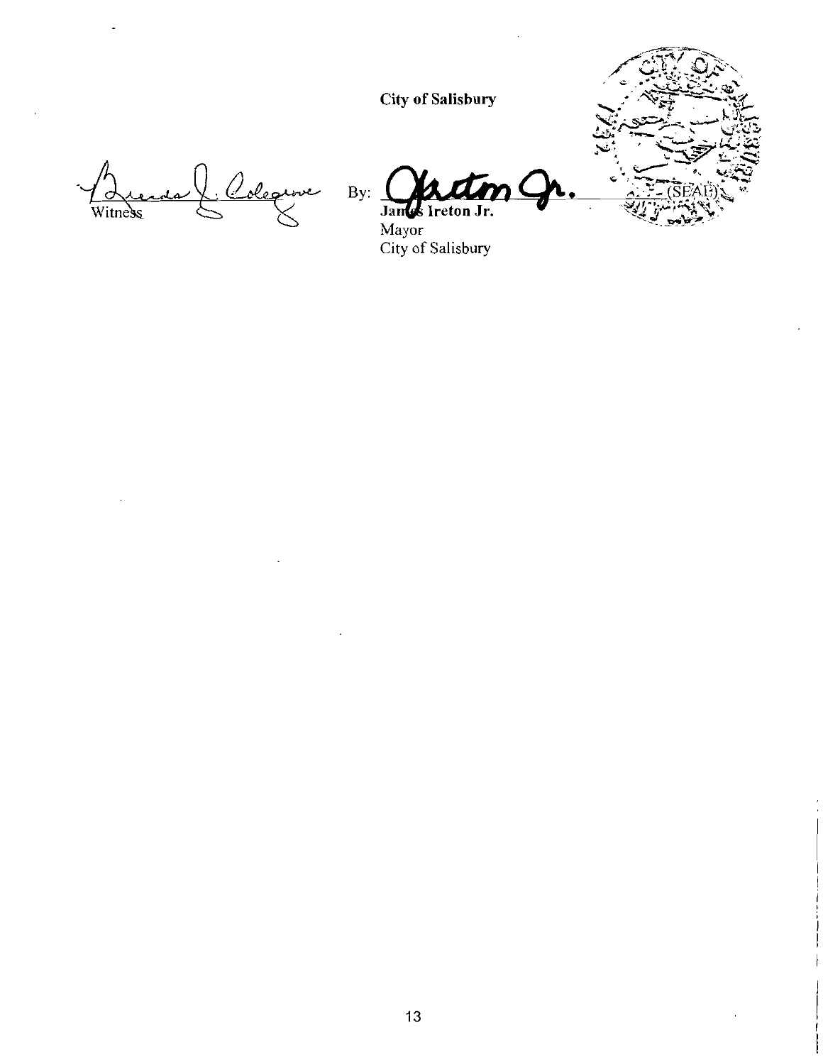**City of Salisbury**

Witness

By: ______________________________ (SEAL)
**James Ireton Jr.**
Mayor
City of Salisbury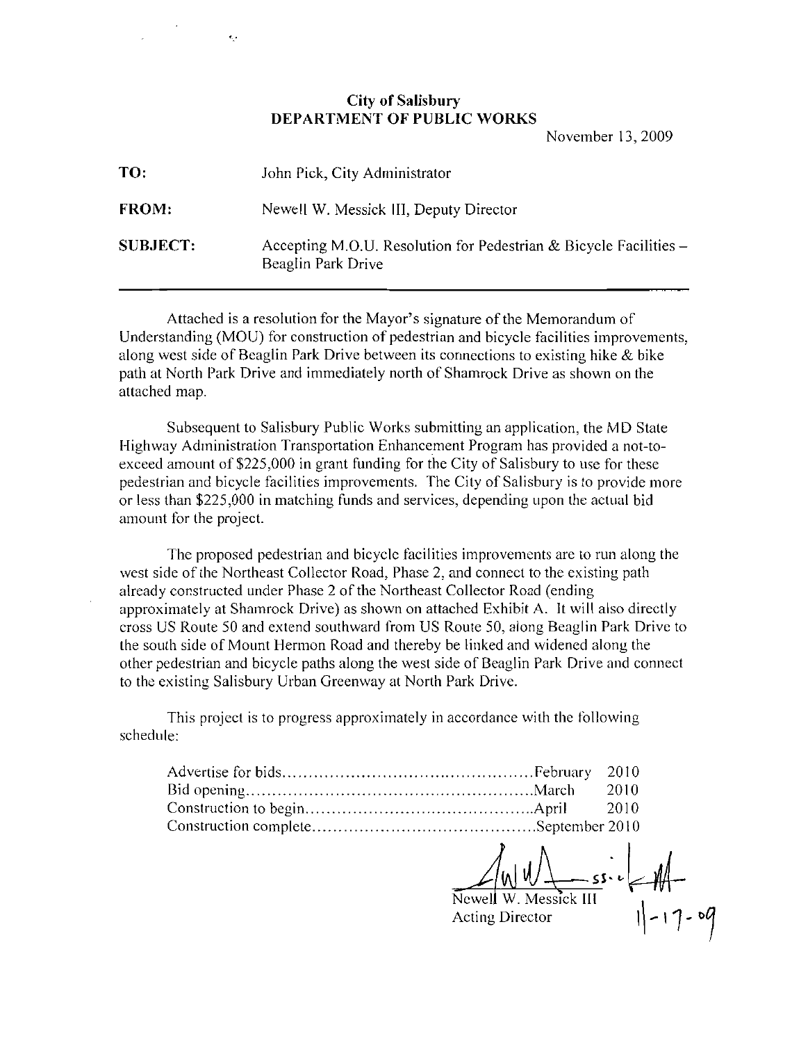**City of Salisbury**
**DEPARTMENT OF PUBLIC WORKS**

November 13, 2009

| | |
|---|---|
| **TO:** | John Pick, City Administrator |
| **FROM:** | Newell W. Messick III, Deputy Director |
| **SUBJECT:** | Accepting M.O.U. Resolution for Pedestrian & Bicycle Facilities – Beaglin Park Drive |

---

Attached is a resolution for the Mayor's signature of the Memorandum of Understanding (MOU) for construction of pedestrian and bicycle facilities improvements, along west side of Beaglin Park Drive between its connections to existing hike & bike path at North Park Drive and immediately north of Shamrock Drive as shown on the attached map.

Subsequent to Salisbury Public Works submitting an application, the MD State Highway Administration Transportation Enhancement Program has provided a not-to-exceed amount of $225,000 in grant funding for the City of Salisbury to use for these pedestrian and bicycle facilities improvements. The City of Salisbury is to provide more or less than $225,000 in matching funds and services, depending upon the actual bid amount for the project.

The proposed pedestrian and bicycle facilities improvements are to run along the west side of the Northeast Collector Road, Phase 2, and connect to the existing path already constructed under Phase 2 of the Northeast Collector Road (ending approximately at Shamrock Drive) as shown on attached Exhibit A. It will also directly cross US Route 50 and extend southward from US Route 50, along Beaglin Park Drive to the south side of Mount Hermon Road and thereby be linked and widened along the other pedestrian and bicycle paths along the west side of Beaglin Park Drive and connect to the existing Salisbury Urban Greenway at North Park Drive.

This project is to progress approximately in accordance with the following schedule:

| | |
|---|---|
| Advertise for bids | February 2010 |
| Bid opening | March 2010 |
| Construction to begin | April 2010 |
| Construction complete | September 2010 |

Newell W. Messick III
Acting Director

11-17-09